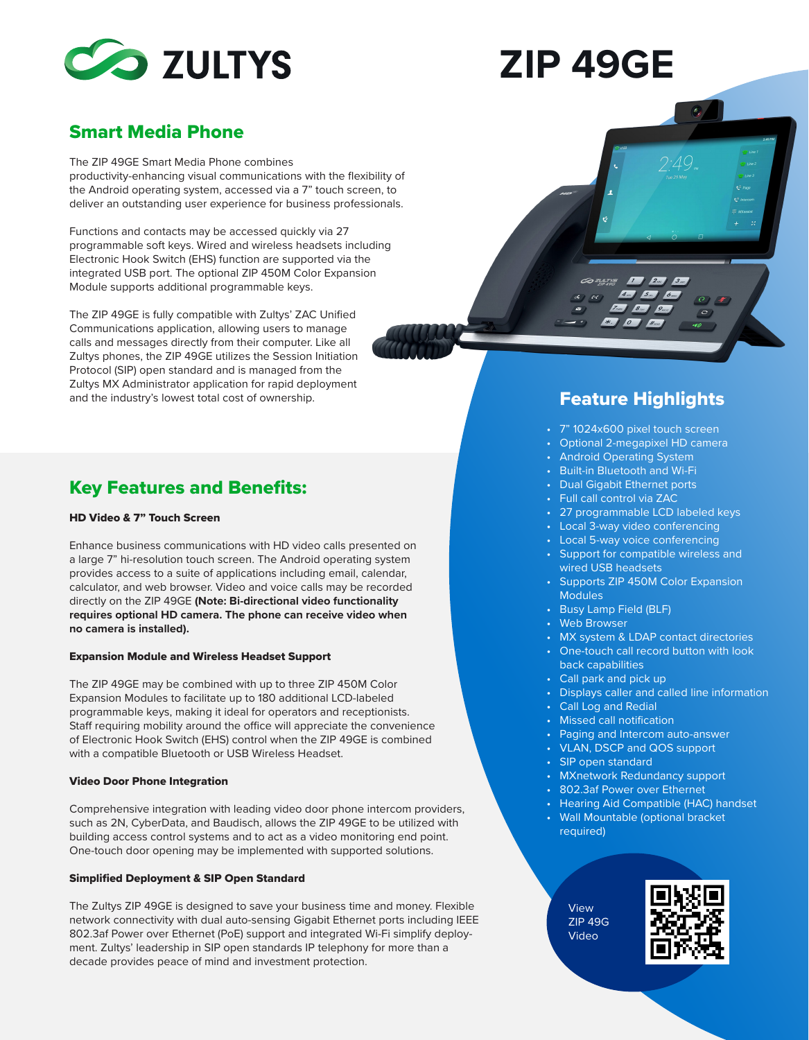# ZULTYS

# ZIP 49GE

## Smart Media Phone

The ZIP 49GE Smart Media Phone combines productivity-enhancing visual communications with the flexibility of the Android operating system, accessed via a 7" touch screen, to deliver an outstanding user experience for business professionals.

Functions and contacts may be accessed quickly via 27 programmable soft keys. Wired and wireless headsets including Electronic Hook Switch (EHS) function are supported via the integrated USB port. The optional ZIP 450M Color Expansion Module supports additional programmable keys.

The ZIP 49GE is fully compatible with Zultys' ZAC Unified Communications application, allowing users to manage calls and messages directly from their computer. Like all Zultys phones, the ZIP 49GE utilizes the Session Initiation Protocol (SIP) open standard and is managed from the Zultys MX Administrator application for rapid deployment and the industry's lowest total cost of ownership.

## Key Features and Benefits:

**HD Video & 7" Touch Screen**

Enhance business communications with HD video calls presented on a large 7" hi-resolution touch screen. The Android operating system provides access to a suite of applications including email, calendar, calculator, and web browser. Video and voice calls may be recorded directly on the ZIP 49GE **(Note: Bi-directional video functionality requires optional HD camera. The phone can receive video when no camera is installed).**

**Expansion Module and Wireless Headset Support**

The ZIP 49GE may be combined with up to three ZIP 450M Color Expansion Modules to facilitate up to 180 additional LCD-labeled programmable keys, making it ideal for operators and receptionists. Staff requiring mobility around the office will appreciate the convenience of Electronic Hook Switch (EHS) control when the ZIP 49GE is combined with a compatible Bluetooth or USB Wireless Headset.

**Video Door Phone Integration**

Comprehensive integration with leading video door phone intercom providers, such as 2N, CyberData, and Baudisch, allows the ZIP 49GE to be utilized with building access control systems and to act as a video monitoring end point. One-touch door opening may be implemented with supported solutions.

**Simplified Deployment & SIP Open Standard**

The Zultys ZIP 49GE is designed to save your business time and money. Flexible network connectivity with dual auto-sensing Gigabit Ethernet ports including IEEE 802.3af Power over Ethernet (PoE) support and integrated Wi-Fi simplify deployment. Zultys' leadership in SIP open standards IP telephony for more than a decade provides peace of mind and investment protection.

## Feature Highlights

- 7" 1024x600 pixel touch screen
- Optional 2-megapixel HD camera
- Android Operating System
- Built-in Bluetooth and Wi-Fi
- Dual Gigabit Ethernet ports
- Full call control via ZAC
- 27 programmable LCD labeled keys
- Local 3-way video conferencing
- Local 5-way voice conferencing
- Support for compatible wireless and wired USB headsets
- Supports ZIP 450M Color Expansion Modules
- Busy Lamp Field (BLF)
- Web Browser
- MX system & LDAP contact directories
- One-touch call record button with look back capabilities
- Call park and pick up
- Displays caller and called line information
- Call Log and Redial
- Missed call notification
- Paging and Intercom auto-answer
- VLAN, DSCP and QOS support
- SIP open standard
- MXnetwork Redundancy support
- 802.3af Power over Ethernet
- Hearing Aid Compatible (HAC) handset
- Wall Mountable (optional bracket required)

View ZIP 49G Video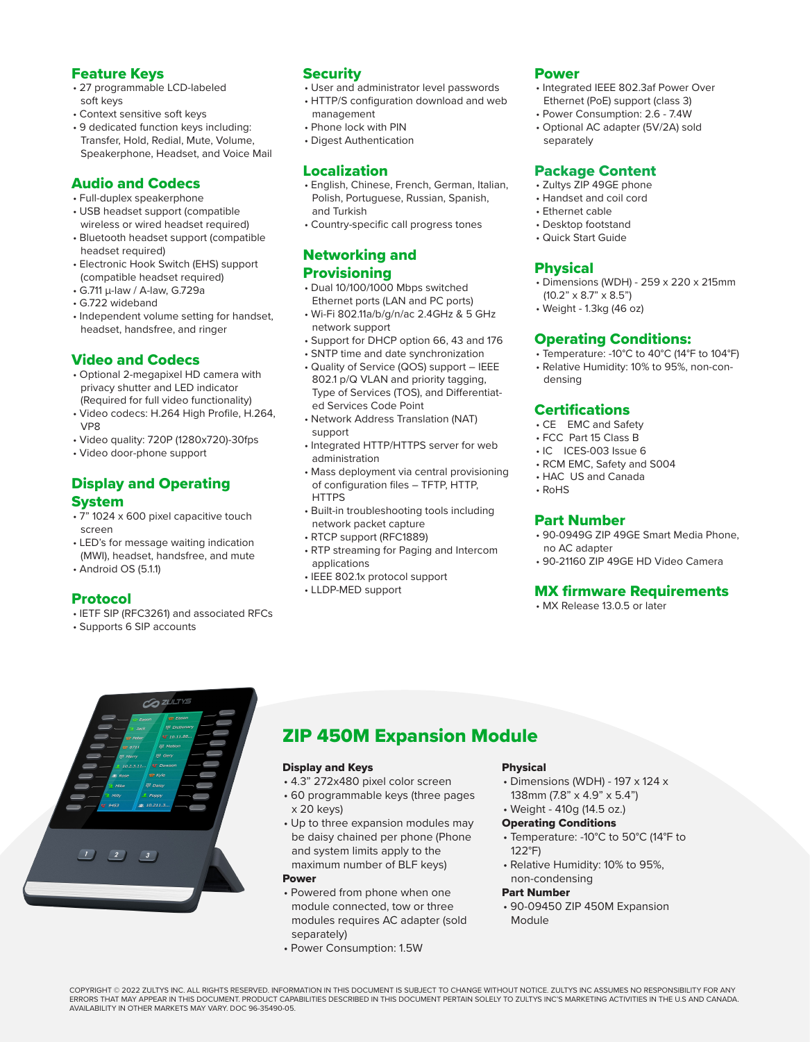## Feature Keys

- 27 programmable LCD-labeled soft keys
- Context sensitive soft keys
- 9 dedicated function keys including: Transfer, Hold, Redial, Mute, Volume, Speakerphone, Headset, and Voice Mail

## Audio and Codecs

- Full-duplex speakerphone
- USB headset support (compatible wireless or wired headset required)
- Bluetooth headset support (compatible headset required)
- Electronic Hook Switch (EHS) support (compatible headset required)
- G.711 µ-law / A-law, G.729a
- G.722 wideband
- Independent volume setting for handset, headset, handsfree, and ringer

## Video and Codecs

- Optional 2-megapixel HD camera with privacy shutter and LED indicator (Required for full video functionality)
- Video codecs: H.264 High Profile, H.264, VP8
- Video quality: 720P (1280x720)-30fps
- Video door-phone support

## Display and Operating System

- 7" 1024 x 600 pixel capacitive touch screen
- LED's for message waiting indication (MWI), headset, handsfree, and mute
- Android OS (5.1.1)

## Protocol

- IETF SIP (RFC3261) and associated RFCs
- Supports 6 SIP accounts

## Security

- User and administrator level passwords
- HTTP/S configuration download and web management
- Phone lock with PIN
- Digest Authentication

## Localization

- English, Chinese, French, German, Italian, Polish, Portuguese, Russian, Spanish, and Turkish
- Country-specific call progress tones

## Networking and Provisioning

- Dual 10/100/1000 Mbps switched Ethernet ports (LAN and PC ports)
- Wi-Fi 802.11a/b/g/n/ac 2.4GHz & 5 GHz network support
- Support for DHCP option 66, 43 and 176
- SNTP time and date synchronization
- Quality of Service (QOS) support – IEEE 802.1 p/Q VLAN and priority tagging, Type of Services (TOS), and Differentiated Services Code Point
- Network Address Translation (NAT) support
- Integrated HTTP/HTTPS server for web administration
- Mass deployment via central provisioning of configuration files – TFTP, HTTP, HTTPS
- Built-in troubleshooting tools including network packet capture
- RTCP support (RFC1889)
- RTP streaming for Paging and Intercom applications
- IEEE 802.1x protocol support
- LLDP-MED support

## Power

- Integrated IEEE 802.3af Power Over Ethernet (PoE) support (class 3)
- Power Consumption: 2.6 - 7.4W
- Optional AC adapter (5V/2A) sold separately

## Package Content

- Zultys ZIP 49GE phone
- Handset and coil cord
- Ethernet cable
- Desktop footstand
- Quick Start Guide

## Physical

- Dimensions (WDH) - 259 x 220 x 215mm (10.2" x 8.7" x 8.5")
- Weight - 1.3kg (46 oz)

## Operating Conditions:

- Temperature: -10°C to 40°C (14°F to 104°F)
- Relative Humidity: 10% to 95%, non-condensing

## Certifications

- CE EMC and Safety
- FCC Part 15 Class B
- IC ICES-003 Issue 6
- RCM EMC, Safety and S004
- HAC US and Canada
- RoHS

## Part Number

- 90-0949G ZIP 49GE Smart Media Phone, no AC adapter
- 90-21160 ZIP 49GE HD Video Camera

## MX firmware Requirements

- MX Release 13.0.5 or later

# ZIP 450M Expansion Module

**Display and Keys**

- 4.3" 272x480 pixel color screen
- 60 programmable keys (three pages x 20 keys)
- Up to three expansion modules may be daisy chained per phone (Phone and system limits apply to the maximum number of BLF keys)

**Power**

- Powered from phone when one module connected, tow or three modules requires AC adapter (sold separately)
- Power Consumption: 1.5W

**Physical**

- Dimensions (WDH) - 197 x 124 x 138mm (7.8" x 4.9" x 5.4")
- Weight - 410g (14.5 oz.)

**Operating Conditions**

- Temperature: -10°C to 50°C (14°F to 122°F)
- Relative Humidity: 10% to 95%, non-condensing

**Part Number**

- 90-09450 ZIP 450M Expansion Module

COPYRIGHT © 2022 ZULTYS INC. ALL RIGHTS RESERVED. INFORMATION IN THIS DOCUMENT IS SUBJECT TO CHANGE WITHOUT NOTICE. ZULTYS INC ASSUMES NO RESPONSIBILITY FOR ANY ERRORS THAT MAY APPEAR IN THIS DOCUMENT. PRODUCT CAPABILITIES DESCRIBED IN THIS DOCUMENT PERTAIN SOLELY TO ZULTYS INC'S MARKETING ACTIVITIES IN THE U.S AND CANADA. AVAILABILITY IN OTHER MARKETS MAY VARY. DOC 96-35490-05.